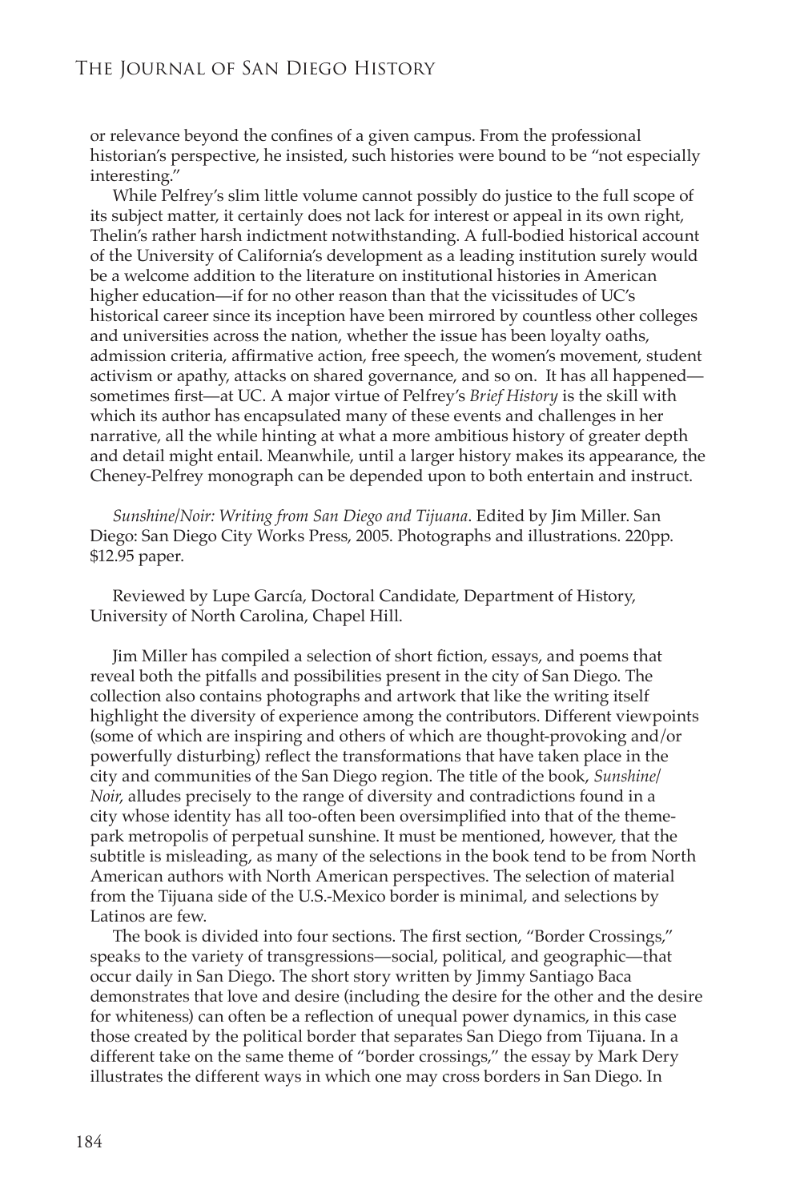or relevance beyond the confines of a given campus. From the professional historian's perspective, he insisted, such histories were bound to be "not especially interesting."

While Pelfrey's slim little volume cannot possibly do justice to the full scope of its subject matter, it certainly does not lack for interest or appeal in its own right, Thelin's rather harsh indictment notwithstanding. A full-bodied historical account of the University of California's development as a leading institution surely would be a welcome addition to the literature on institutional histories in American higher education—if for no other reason than that the vicissitudes of UC's historical career since its inception have been mirrored by countless other colleges and universities across the nation, whether the issue has been loyalty oaths, admission criteria, affirmative action, free speech, the women's movement, student activism or apathy, attacks on shared governance, and so on. It has all happened—sometimes first—at UC. A major virtue of Pelfrey's *Brief History* is the skill with which its author has encapsulated many of these events and challenges in her narrative, all the while hinting at what a more ambitious history of greater depth and detail might entail. Meanwhile, until a larger history makes its appearance, the Cheney-Pelfrey monograph can be depended upon to both entertain and instruct.

*Sunshine/Noir: Writing from San Diego and Tijuana*. Edited by Jim Miller. San Diego: San Diego City Works Press, 2005. Photographs and illustrations. 220pp. $12.95 paper.

Reviewed by Lupe García, Doctoral Candidate, Department of History, University of North Carolina, Chapel Hill.

Jim Miller has compiled a selection of short fiction, essays, and poems that reveal both the pitfalls and possibilities present in the city of San Diego. The collection also contains photographs and artwork that like the writing itself highlight the diversity of experience among the contributors. Different viewpoints (some of which are inspiring and others of which are thought-provoking and/or powerfully disturbing) reflect the transformations that have taken place in the city and communities of the San Diego region. The title of the book, *Sunshine/Noir*, alludes precisely to the range of diversity and contradictions found in a city whose identity has all too-often been oversimplified into that of the theme-park metropolis of perpetual sunshine. It must be mentioned, however, that the subtitle is misleading, as many of the selections in the book tend to be from North American authors with North American perspectives. The selection of material from the Tijuana side of the U.S.-Mexico border is minimal, and selections by Latinos are few.

The book is divided into four sections. The first section, "Border Crossings," speaks to the variety of transgressions—social, political, and geographic—that occur daily in San Diego. The short story written by Jimmy Santiago Baca demonstrates that love and desire (including the desire for the other and the desire for whiteness) can often be a reflection of unequal power dynamics, in this case those created by the political border that separates San Diego from Tijuana. In a different take on the same theme of "border crossings," the essay by Mark Dery illustrates the different ways in which one may cross borders in San Diego. In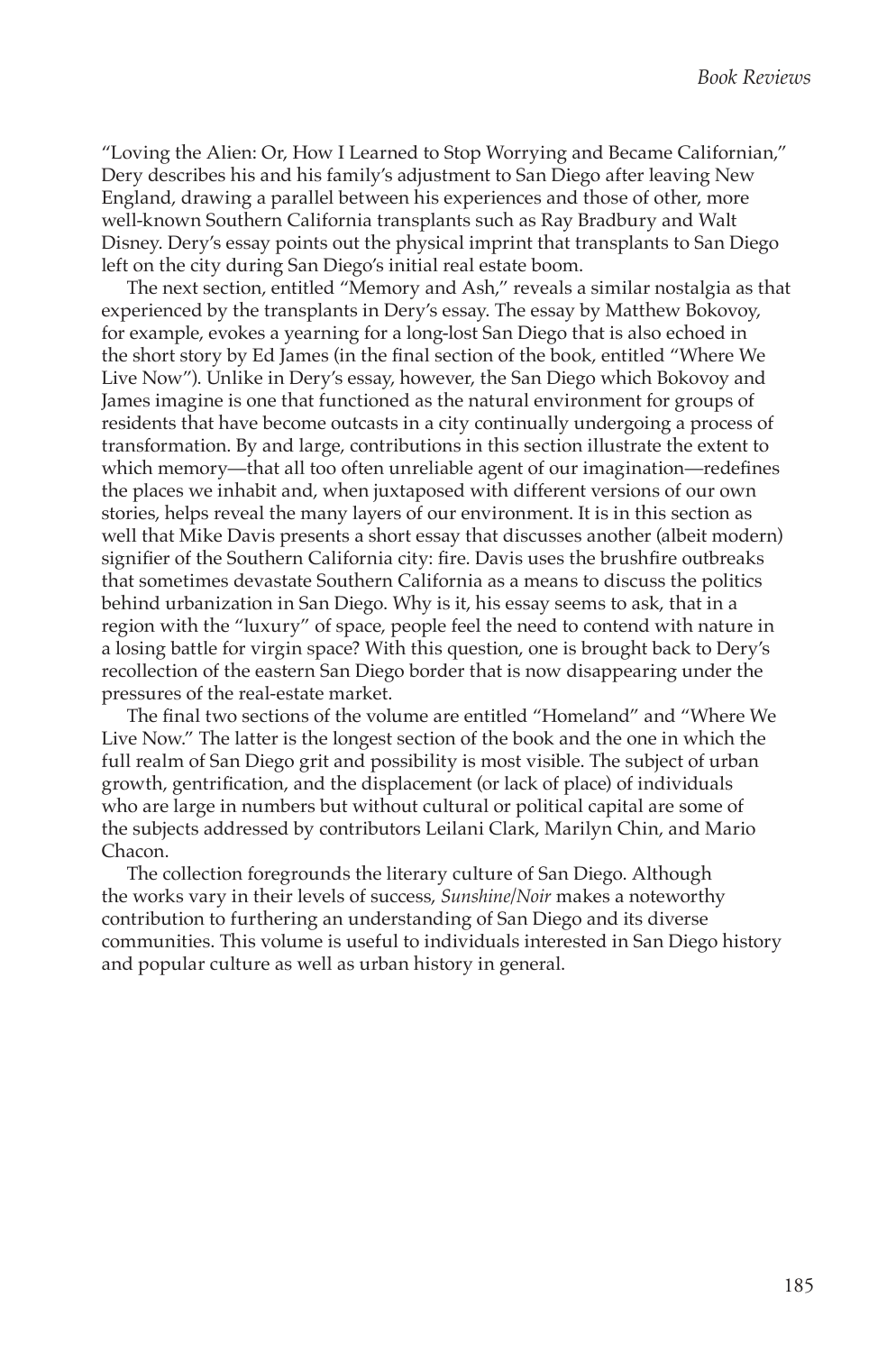"Loving the Alien: Or, How I Learned to Stop Worrying and Became Californian," Dery describes his and his family's adjustment to San Diego after leaving New England, drawing a parallel between his experiences and those of other, more well-known Southern California transplants such as Ray Bradbury and Walt Disney. Dery's essay points out the physical imprint that transplants to San Diego left on the city during San Diego's initial real estate boom.

The next section, entitled "Memory and Ash," reveals a similar nostalgia as that experienced by the transplants in Dery's essay. The essay by Matthew Bokovoy, for example, evokes a yearning for a long-lost San Diego that is also echoed in the short story by Ed James (in the final section of the book, entitled "Where We Live Now"). Unlike in Dery's essay, however, the San Diego which Bokovoy and James imagine is one that functioned as the natural environment for groups of residents that have become outcasts in a city continually undergoing a process of transformation. By and large, contributions in this section illustrate the extent to which memory—that all too often unreliable agent of our imagination—redefines the places we inhabit and, when juxtaposed with different versions of our own stories, helps reveal the many layers of our environment. It is in this section as well that Mike Davis presents a short essay that discusses another (albeit modern) signifier of the Southern California city: fire. Davis uses the brushfire outbreaks that sometimes devastate Southern California as a means to discuss the politics behind urbanization in San Diego. Why is it, his essay seems to ask, that in a region with the "luxury" of space, people feel the need to contend with nature in a losing battle for virgin space? With this question, one is brought back to Dery's recollection of the eastern San Diego border that is now disappearing under the pressures of the real-estate market.

The final two sections of the volume are entitled "Homeland" and "Where We Live Now." The latter is the longest section of the book and the one in which the full realm of San Diego grit and possibility is most visible. The subject of urban growth, gentrification, and the displacement (or lack of place) of individuals who are large in numbers but without cultural or political capital are some of the subjects addressed by contributors Leilani Clark, Marilyn Chin, and Mario Chacon.

The collection foregrounds the literary culture of San Diego. Although the works vary in their levels of success, *Sunshine/Noir* makes a noteworthy contribution to furthering an understanding of San Diego and its diverse communities. This volume is useful to individuals interested in San Diego history and popular culture as well as urban history in general.